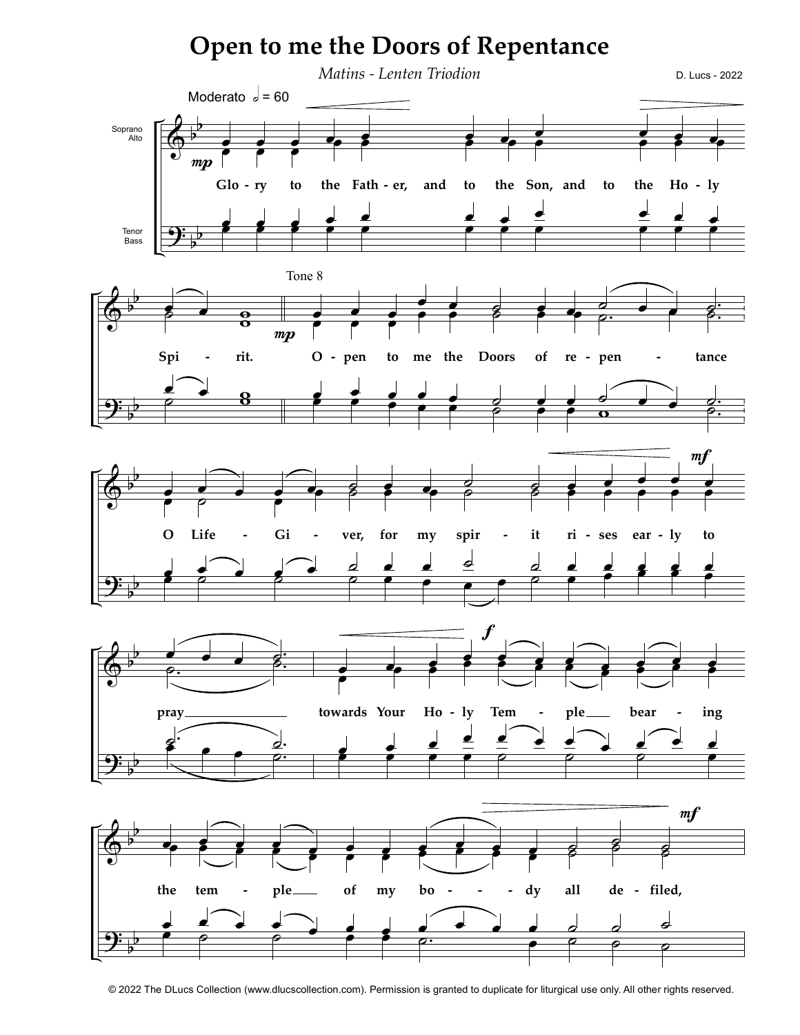# Open to me the Doors of Repentance

*Matins - Lenten Triodion*

D. Lucs - 2022

Moderato 𝅗𝅥 = 60

Soprano / Alto, Tenor / Bass

Glo - ry to the Fath - er, and to the Son, and to the Ho - ly Spi - rit.

Tone 8

O - pen to me the Doors of re - pen - tance O Life - Gi - ver, for my spir - it ri - ses ear - ly to pray towards Your Ho - ly Tem - ple bear - ing the tem - ple of my bo - dy all de - filed,

© 2022 The DLucs Collection (www.dlucscollection.com). Permission is granted to duplicate for liturgical use only. All other rights reserved.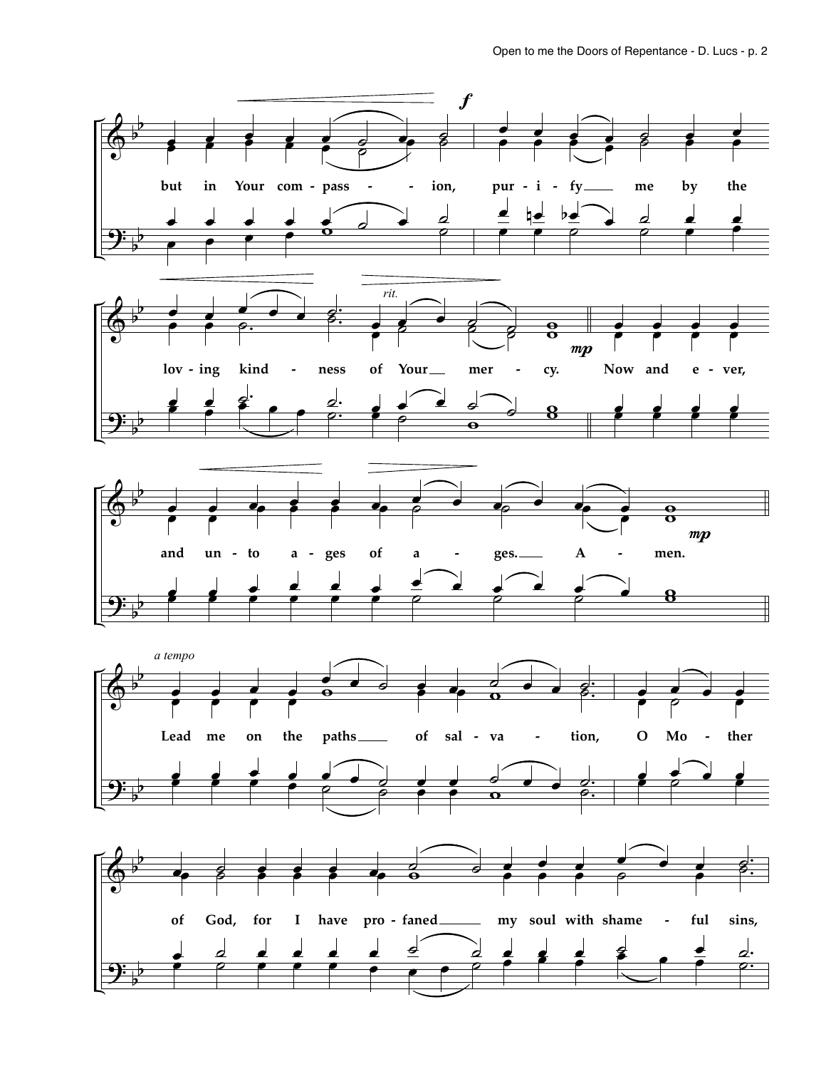but in Your com - pass - - ion, pur - i - fy me by the

lov - ing kind - ness of Your mer - cy. Now and e - ver,

and un - to a - ges of a - ges. A - men.

*a tempo*

Lead me on the paths of sal - va - tion, O Mo - ther

of God, for I have pro - faned my soul with shame - ful sins,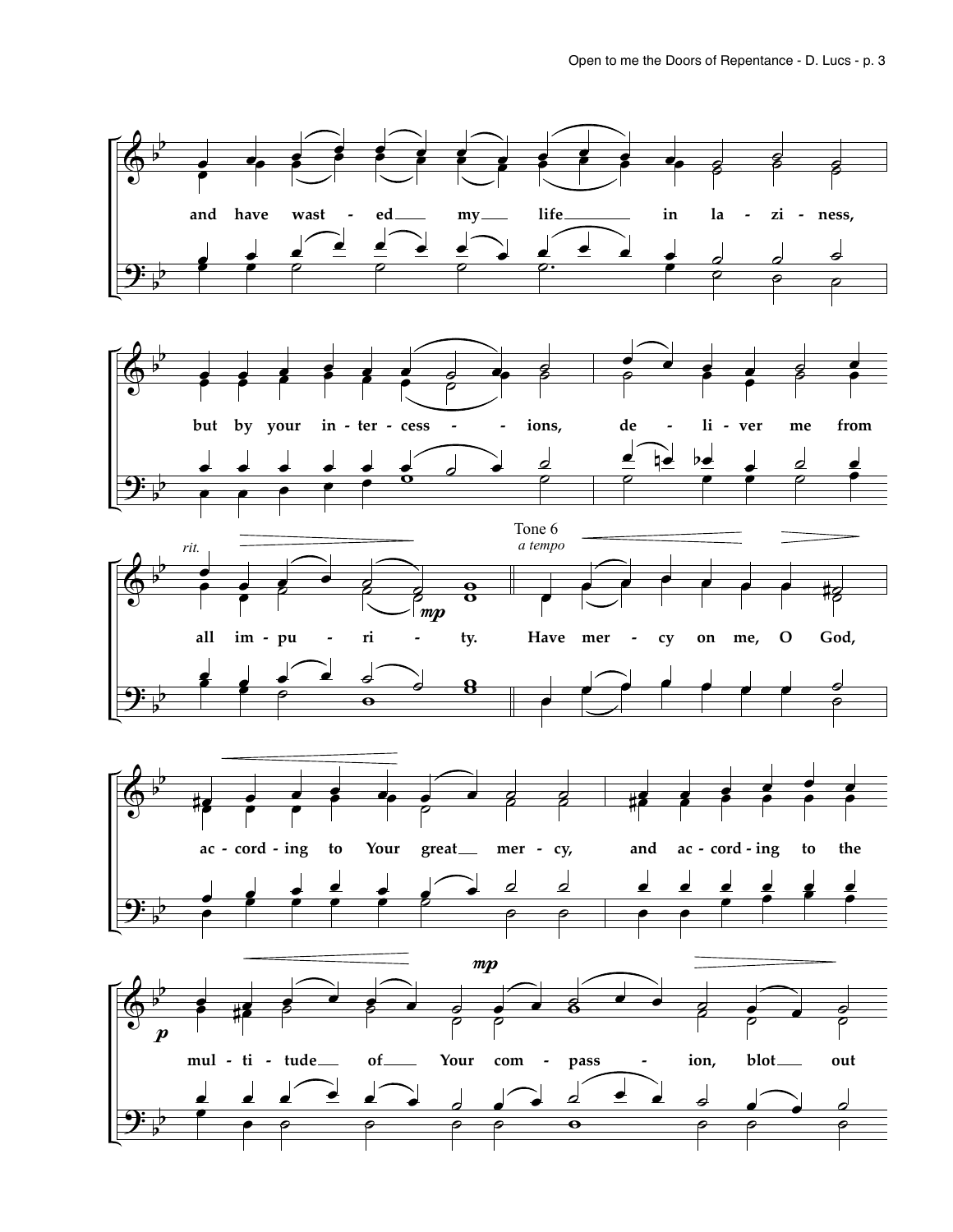and have wast - ed my life in la - zi - ness,

but by your in - ter - cess - - ions, de - li - ver me from

*rit.*

all im - pu - ri - ty.

*mp*

Tone 6

*a tempo*

Have mer - cy on me, O God,

ac - cord - ing to Your great mer - cy, and ac - cord - ing to the

*p*

*mp*

mul - ti - tude of Your com - pass - ion, blot out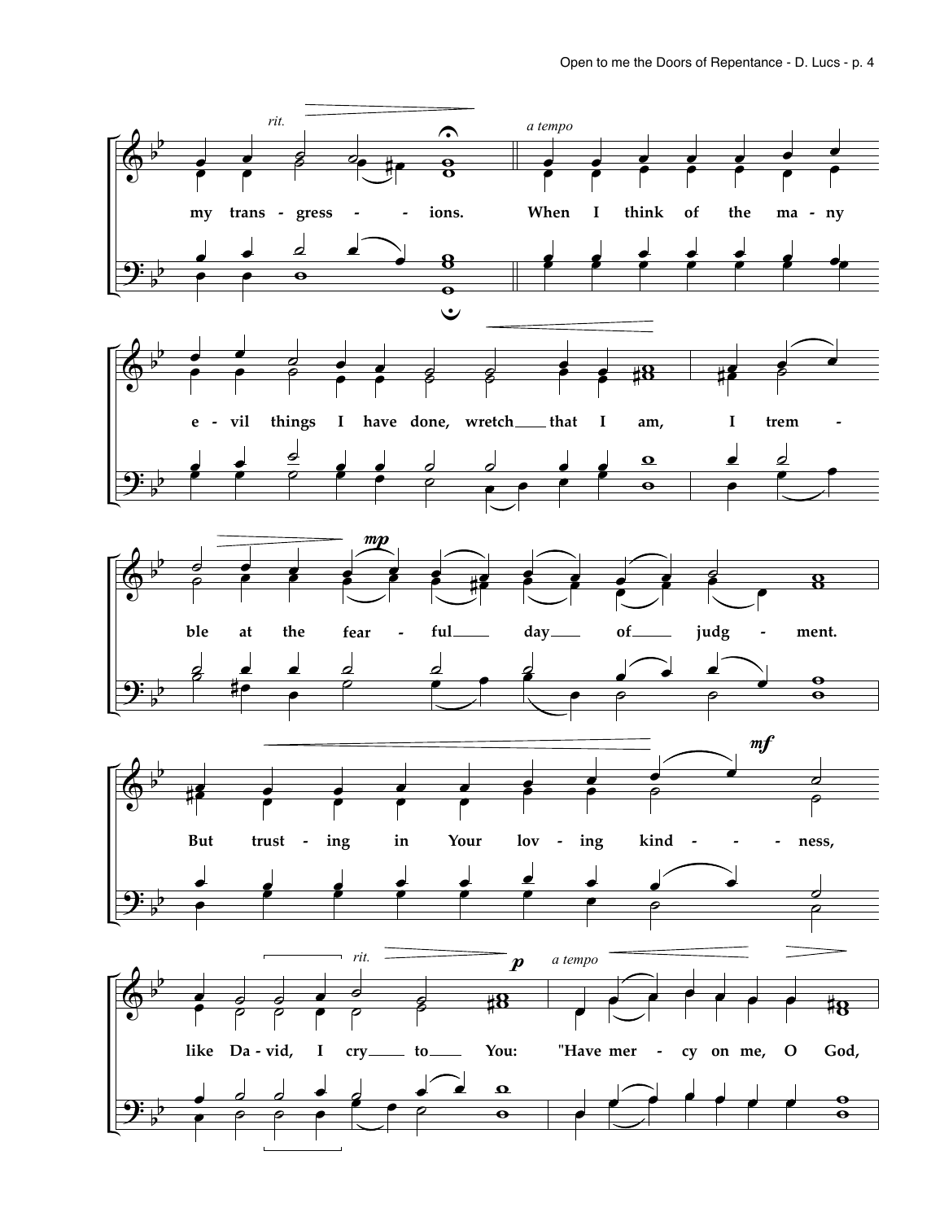*rit.* *a tempo*

my trans - gress - - ions. When I think of the ma - ny

e - vil things I have done, wretch that I am, I trem -

*mp*

ble at the fear - ful day of judg - ment.

*mf*

But trust - ing in Your lov - ing kind - - - ness,

*rit.* *p* *a tempo*

like Da - vid, I cry to You: "Have mer - cy on me, O God,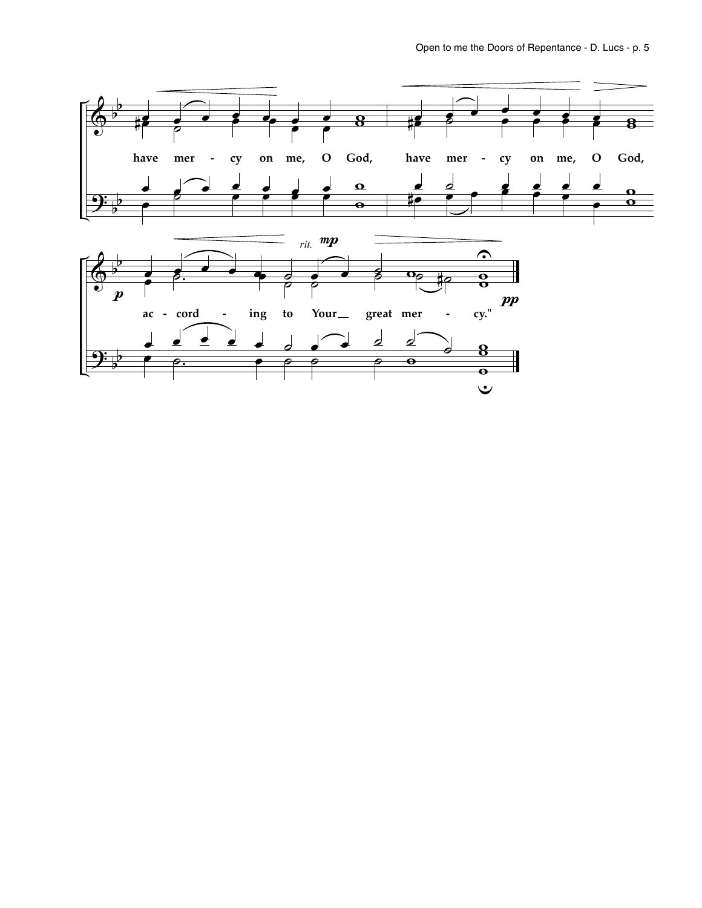have mer - cy on me, O God, have mer - cy on me, O God,

*rit.* ***mp***

***p*** ac - cord - ing to Your great mer - cy." ***pp***